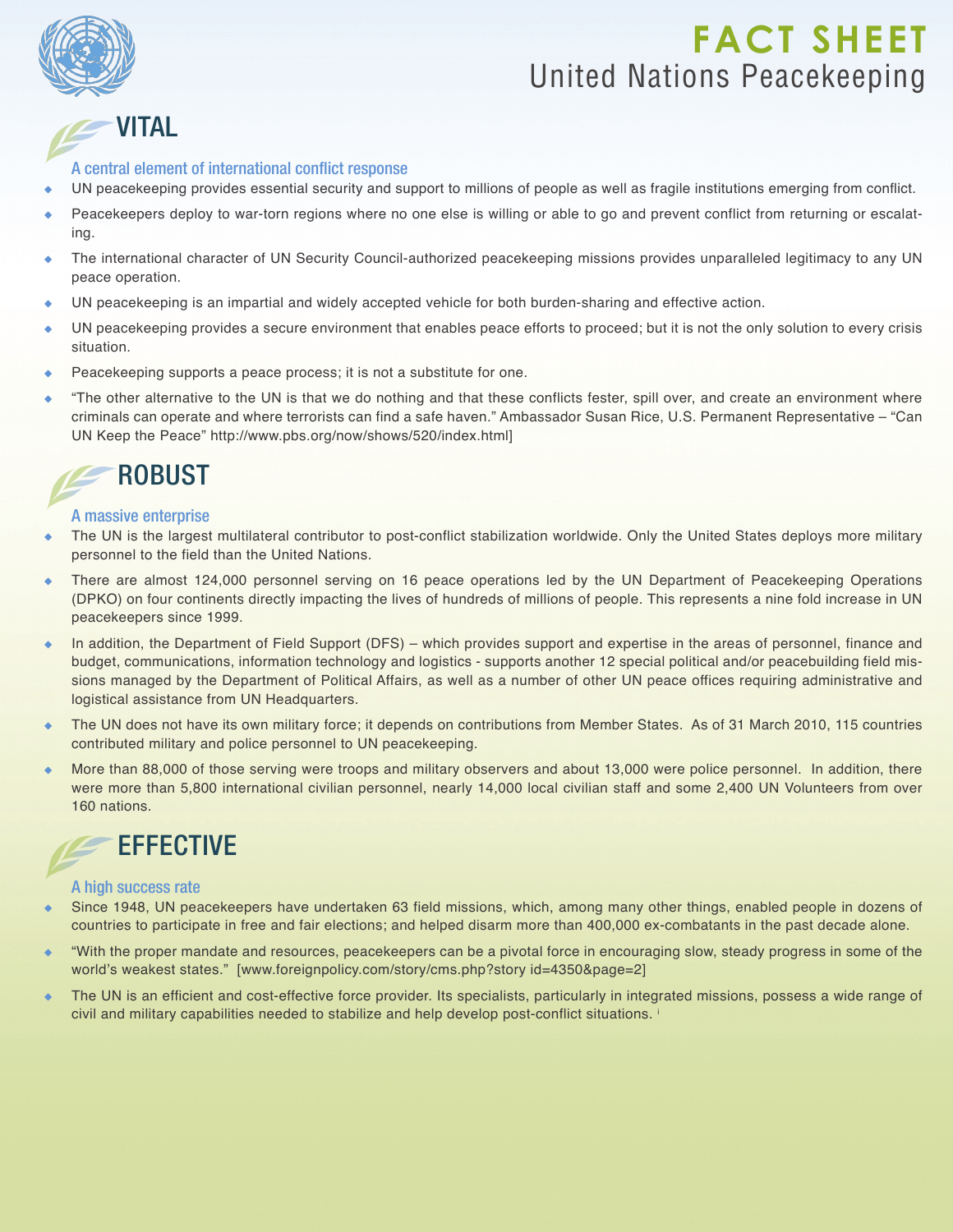# FACT SHEET
## United Nations Peacekeeping

## VITAL

### A central element of international conflict response

- UN peacekeeping provides essential security and support to millions of people as well as fragile institutions emerging from conflict.
- Peacekeepers deploy to war-torn regions where no one else is willing or able to go and prevent conflict from returning or escalating.
- The international character of UN Security Council-authorized peacekeeping missions provides unparalleled legitimacy to any UN peace operation.
- UN peacekeeping is an impartial and widely accepted vehicle for both burden-sharing and effective action.
- UN peacekeeping provides a secure environment that enables peace efforts to proceed; but it is not the only solution to every crisis situation.
- Peacekeeping supports a peace process; it is not a substitute for one.
- "The other alternative to the UN is that we do nothing and that these conflicts fester, spill over, and create an environment where criminals can operate and where terrorists can find a safe haven." Ambassador Susan Rice, U.S. Permanent Representative – "Can UN Keep the Peace" http://www.pbs.org/now/shows/520/index.html]

## ROBUST

### A massive enterprise

- The UN is the largest multilateral contributor to post-conflict stabilization worldwide. Only the United States deploys more military personnel to the field than the United Nations.
- There are almost 124,000 personnel serving on 16 peace operations led by the UN Department of Peacekeeping Operations (DPKO) on four continents directly impacting the lives of hundreds of millions of people. This represents a nine fold increase in UN peacekeepers since 1999.
- In addition, the Department of Field Support (DFS) – which provides support and expertise in the areas of personnel, finance and budget, communications, information technology and logistics - supports another 12 special political and/or peacebuilding field missions managed by the Department of Political Affairs, as well as a number of other UN peace offices requiring administrative and logistical assistance from UN Headquarters.
- The UN does not have its own military force; it depends on contributions from Member States. As of 31 March 2010, 115 countries contributed military and police personnel to UN peacekeeping.
- More than 88,000 of those serving were troops and military observers and about 13,000 were police personnel. In addition, there were more than 5,800 international civilian personnel, nearly 14,000 local civilian staff and some 2,400 UN Volunteers from over 160 nations.

## EFFECTIVE

### A high success rate

- Since 1948, UN peacekeepers have undertaken 63 field missions, which, among many other things, enabled people in dozens of countries to participate in free and fair elections; and helped disarm more than 400,000 ex-combatants in the past decade alone.
- "With the proper mandate and resources, peacekeepers can be a pivotal force in encouraging slow, steady progress in some of the world's weakest states." [www.foreignpolicy.com/story/cms.php?story id=4350&page=2]
- The UN is an efficient and cost-effective force provider. Its specialists, particularly in integrated missions, possess a wide range of civil and military capabilities needed to stabilize and help develop post-conflict situations. [i]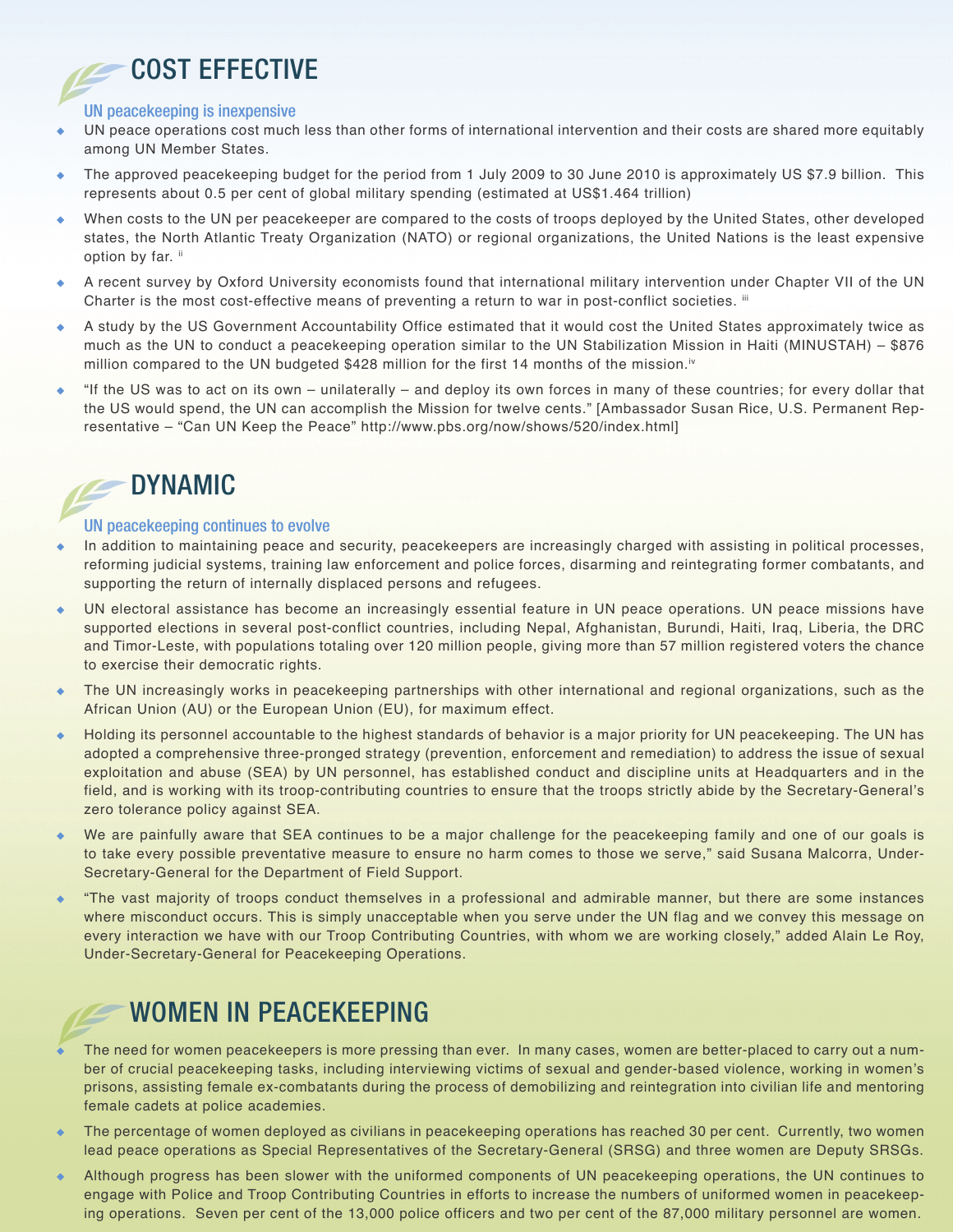## COST EFFECTIVE

### UN peacekeeping is inexpensive

- UN peace operations cost much less than other forms of international intervention and their costs are shared more equitably among UN Member States.
- The approved peacekeeping budget for the period from 1 July 2009 to 30 June 2010 is approximately US $7.9 billion. This represents about 0.5 per cent of global military spending (estimated at US$1.464 trillion)
- When costs to the UN per peacekeeper are compared to the costs of troops deployed by the United States, other developed states, the North Atlantic Treaty Organization (NATO) or regional organizations, the United Nations is the least expensive option by far. [ii]
- A recent survey by Oxford University economists found that international military intervention under Chapter VII of the UN Charter is the most cost-effective means of preventing a return to war in post-conflict societies. [iii]
- A study by the US Government Accountability Office estimated that it would cost the United States approximately twice as much as the UN to conduct a peacekeeping operation similar to the UN Stabilization Mission in Haiti (MINUSTAH) – $876 million compared to the UN budgeted $428 million for the first 14 months of the mission.[iv]
- "If the US was to act on its own – unilaterally – and deploy its own forces in many of these countries; for every dollar that the US would spend, the UN can accomplish the Mission for twelve cents." [Ambassador Susan Rice, U.S. Permanent Representative – "Can UN Keep the Peace" http://www.pbs.org/now/shows/520/index.html]

## DYNAMIC

### UN peacekeeping continues to evolve

- In addition to maintaining peace and security, peacekeepers are increasingly charged with assisting in political processes, reforming judicial systems, training law enforcement and police forces, disarming and reintegrating former combatants, and supporting the return of internally displaced persons and refugees.
- UN electoral assistance has become an increasingly essential feature in UN peace operations. UN peace missions have supported elections in several post-conflict countries, including Nepal, Afghanistan, Burundi, Haiti, Iraq, Liberia, the DRC and Timor-Leste, with populations totaling over 120 million people, giving more than 57 million registered voters the chance to exercise their democratic rights.
- The UN increasingly works in peacekeeping partnerships with other international and regional organizations, such as the African Union (AU) or the European Union (EU), for maximum effect.
- Holding its personnel accountable to the highest standards of behavior is a major priority for UN peacekeeping. The UN has adopted a comprehensive three-pronged strategy (prevention, enforcement and remediation) to address the issue of sexual exploitation and abuse (SEA) by UN personnel, has established conduct and discipline units at Headquarters and in the field, and is working with its troop-contributing countries to ensure that the troops strictly abide by the Secretary-General's zero tolerance policy against SEA.
- We are painfully aware that SEA continues to be a major challenge for the peacekeeping family and one of our goals is to take every possible preventative measure to ensure no harm comes to those we serve," said Susana Malcorra, Under-Secretary-General for the Department of Field Support.
- "The vast majority of troops conduct themselves in a professional and admirable manner, but there are some instances where misconduct occurs. This is simply unacceptable when you serve under the UN flag and we convey this message on every interaction we have with our Troop Contributing Countries, with whom we are working closely," added Alain Le Roy, Under-Secretary-General for Peacekeeping Operations.

## WOMEN IN PEACEKEEPING

- The need for women peacekeepers is more pressing than ever. In many cases, women are better-placed to carry out a number of crucial peacekeeping tasks, including interviewing victims of sexual and gender-based violence, working in women's prisons, assisting female ex-combatants during the process of demobilizing and reintegration into civilian life and mentoring female cadets at police academies.
- The percentage of women deployed as civilians in peacekeeping operations has reached 30 per cent. Currently, two women lead peace operations as Special Representatives of the Secretary-General (SRSG) and three women are Deputy SRSGs.
- Although progress has been slower with the uniformed components of UN peacekeeping operations, the UN continues to engage with Police and Troop Contributing Countries in efforts to increase the numbers of uniformed women in peacekeeping operations. Seven per cent of the 13,000 police officers and two per cent of the 87,000 military personnel are women.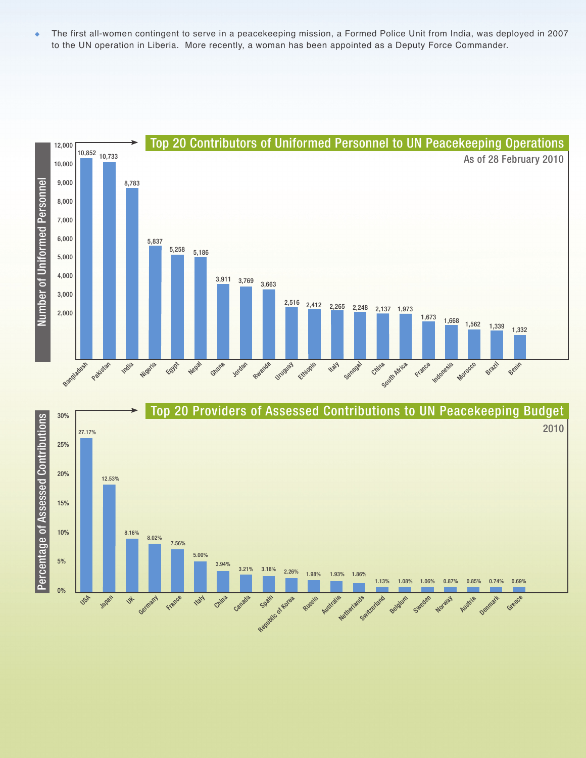- The first all-women contingent to serve in a peacekeeping mission, a Formed Police Unit from India, was deployed in 2007 to the UN operation in Liberia. More recently, a woman has been appointed as a Deputy Force Commander.

## Top 20 Contributors of Uniformed Personnel to UN Peacekeeping Operations

As of 28 February 2010

Number of Uniformed Personnel

12,000
10,000
9,000
8,000
7,000
6,000
5,000
4,000
3,000
2,000

Bangladesh 10,852
Pakistan 10,733
India 8,783
Nigeria 5,837
Egypt 5,258
Nepal 5,186
Ghana 3,911
Jordan 3,769
Rwanda 3,663
Uruguay 2,516
Ethiopia 2,412
Italy 2,265
Senegal 2,248
China 2,137
South Africa 1,973
France 1,673
Indonesia 1,668
Morocco 1,562
Brazil 1,339
Benin 1,332

## Top 20 Providers of Assessed Contributions to UN Peacekeeping Budget

2010

Percentage of Assessed Contributions

30%
25%
20%
15%
10%
5%
0%

USA 27.17%
Japan 12.53%
UK 8.16%
Germany 8.02%
France 7.56%
Italy 5.00%
China 3.94%
Canada 3.21%
Spain 3.18%
Republic of Korea 2.26%
Russia 1.98%
Australia 1.93%
Netherlands 1.86%
Switzerland 1.13%
Belgium 1.08%
Sweden 1.06%
Norway 0.87%
Austria 0.85%
Denmark 0.74%
Greece 0.69%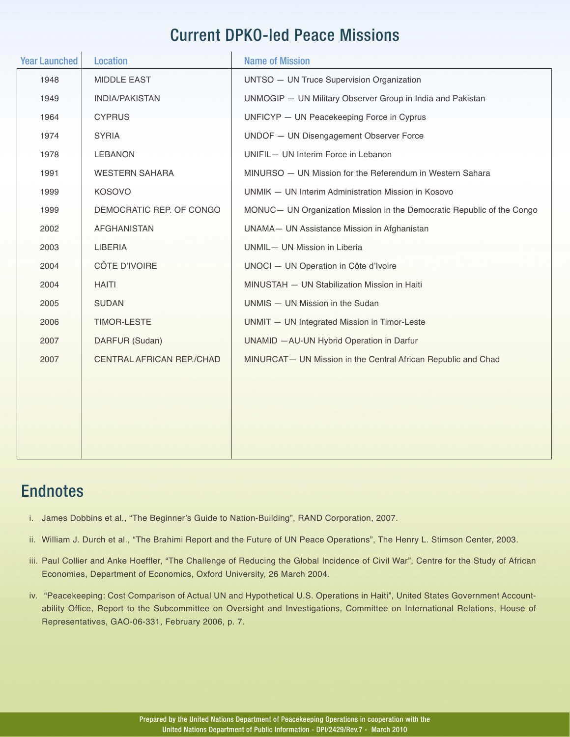## Current DPKO-led Peace Missions

| Year Launched | Location | Name of Mission |
|---|---|---|
| 1948 | MIDDLE EAST | UNTSO — UN Truce Supervision Organization |
| 1949 | INDIA/PAKISTAN | UNMOGIP — UN Military Observer Group in India and Pakistan |
| 1964 | CYPRUS | UNFICYP — UN Peacekeeping Force in Cyprus |
| 1974 | SYRIA | UNDOF — UN Disengagement Observer Force |
| 1978 | LEBANON | UNIFIL— UN Interim Force in Lebanon |
| 1991 | WESTERN SAHARA | MINURSO — UN Mission for the Referendum in Western Sahara |
| 1999 | KOSOVO | UNMIK — UN Interim Administration Mission in Kosovo |
| 1999 | DEMOCRATIC REP. OF CONGO | MONUC— UN Organization Mission in the Democratic Republic of the Congo |
| 2002 | AFGHANISTAN | UNAMA— UN Assistance Mission in Afghanistan |
| 2003 | LIBERIA | UNMIL— UN Mission in Liberia |
| 2004 | CÔTE D'IVOIRE | UNOCI — UN Operation in Côte d'Ivoire |
| 2004 | HAITI | MINUSTAH — UN Stabilization Mission in Haiti |
| 2005 | SUDAN | UNMIS — UN Mission in the Sudan |
| 2006 | TIMOR-LESTE | UNMIT — UN Integrated Mission in Timor-Leste |
| 2007 | DARFUR (Sudan) | UNAMID —AU-UN Hybrid Operation in Darfur |
| 2007 | CENTRAL AFRICAN REP./CHAD | MINURCAT— UN Mission in the Central African Republic and Chad |

## Endnotes

i. James Dobbins et al., "The Beginner's Guide to Nation-Building", RAND Corporation, 2007.

ii. William J. Durch et al., "The Brahimi Report and the Future of UN Peace Operations", The Henry L. Stimson Center, 2003.

iii. Paul Collier and Anke Hoeffler, "The Challenge of Reducing the Global Incidence of Civil War", Centre for the Study of African Economies, Department of Economics, Oxford University, 26 March 2004.

iv. "Peacekeeping: Cost Comparison of Actual UN and Hypothetical U.S. Operations in Haiti", United States Government Accountability Office, Report to the Subcommittee on Oversight and Investigations, Committee on International Relations, House of Representatives, GAO-06-331, February 2006, p. 7.

**Prepared by the United Nations Department of Peacekeeping Operations in cooperation with the United Nations Department of Public Information - DPI/2429/Rev.7 - March 2010**